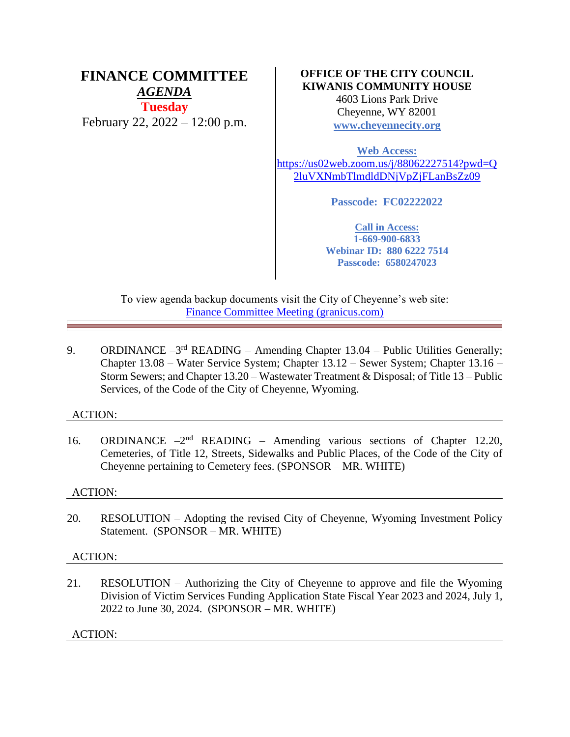# FINANCE COMMITTEE

***AGENDA***

**Tuesday**

February 22, 2022 – 12:00 p.m.

**OFFICE OF THE CITY COUNCIL**
**KIWANIS COMMUNITY HOUSE**
4603 Lions Park Drive
Cheyenne, WY 82001
[www.cheyennecity.org](http://www.cheyennecity.org)

**Web Access:**
https://us02web.zoom.us/j/88062227514?pwd=Q2luVXNmbTlmdldDNjVpZjFLanBsZz09

**Passcode: FC02222022**

**Call in Access:**
**1-669-900-6833**
**Webinar ID: 880 6222 7514**
**Passcode: 6580247023**

To view agenda backup documents visit the City of Cheyenne's web site:
Finance Committee Meeting (granicus.com)

---

9. ORDINANCE –3rd READING – Amending Chapter 13.04 – Public Utilities Generally; Chapter 13.08 – Water Service System; Chapter 13.12 – Sewer System; Chapter 13.16 – Storm Sewers; and Chapter 13.20 – Wastewater Treatment & Disposal; of Title 13 – Public Services, of the Code of the City of Cheyenne, Wyoming.

ACTION:

---

16. ORDINANCE –2nd READING – Amending various sections of Chapter 12.20, Cemeteries, of Title 12, Streets, Sidewalks and Public Places, of the Code of the City of Cheyenne pertaining to Cemetery fees. (SPONSOR – MR. WHITE)

ACTION:

---

20. RESOLUTION – Adopting the revised City of Cheyenne, Wyoming Investment Policy Statement. (SPONSOR – MR. WHITE)

ACTION:

---

21. RESOLUTION – Authorizing the City of Cheyenne to approve and file the Wyoming Division of Victim Services Funding Application State Fiscal Year 2023 and 2024, July 1, 2022 to June 30, 2024. (SPONSOR – MR. WHITE)

ACTION:

---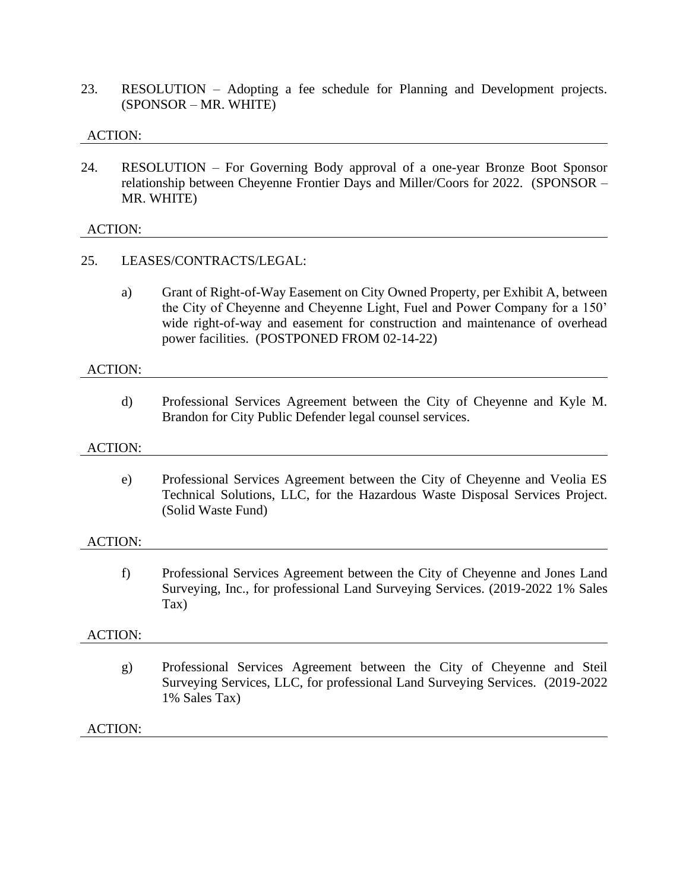23. RESOLUTION – Adopting a fee schedule for Planning and Development projects. (SPONSOR – MR. WHITE)

ACTION:

---

24. RESOLUTION – For Governing Body approval of a one-year Bronze Boot Sponsor relationship between Cheyenne Frontier Days and Miller/Coors for 2022. (SPONSOR – MR. WHITE)

ACTION:

---

25. LEASES/CONTRACTS/LEGAL:

   a) Grant of Right-of-Way Easement on City Owned Property, per Exhibit A, between the City of Cheyenne and Cheyenne Light, Fuel and Power Company for a 150' wide right-of-way and easement for construction and maintenance of overhead power facilities. (POSTPONED FROM 02-14-22)

ACTION:

---

   d) Professional Services Agreement between the City of Cheyenne and Kyle M. Brandon for City Public Defender legal counsel services.

ACTION:

---

   e) Professional Services Agreement between the City of Cheyenne and Veolia ES Technical Solutions, LLC, for the Hazardous Waste Disposal Services Project. (Solid Waste Fund)

ACTION:

---

   f) Professional Services Agreement between the City of Cheyenne and Jones Land Surveying, Inc., for professional Land Surveying Services. (2019-2022 1% Sales Tax)

ACTION:

---

   g) Professional Services Agreement between the City of Cheyenne and Steil Surveying Services, LLC, for professional Land Surveying Services. (2019-2022 1% Sales Tax)

ACTION:

---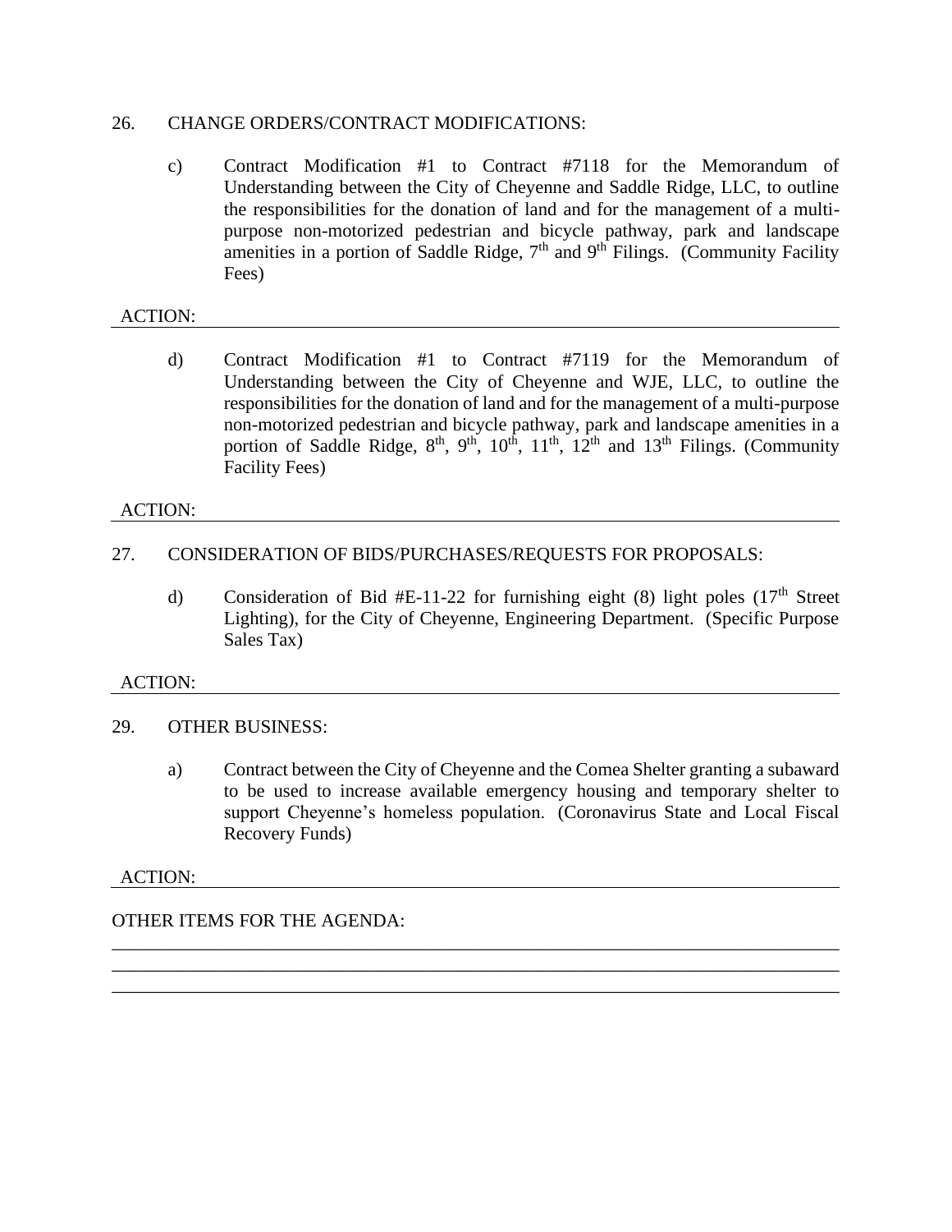26. CHANGE ORDERS/CONTRACT MODIFICATIONS:

   c) Contract Modification #1 to Contract #7118 for the Memorandum of Understanding between the City of Cheyenne and Saddle Ridge, LLC, to outline the responsibilities for the donation of land and for the management of a multi-purpose non-motorized pedestrian and bicycle pathway, park and landscape amenities in a portion of Saddle Ridge, 7th and 9th Filings. (Community Facility Fees)

ACTION: ____________________________________________________________

   d) Contract Modification #1 to Contract #7119 for the Memorandum of Understanding between the City of Cheyenne and WJE, LLC, to outline the responsibilities for the donation of land and for the management of a multi-purpose non-motorized pedestrian and bicycle pathway, park and landscape amenities in a portion of Saddle Ridge, 8th, 9th, 10th, 11th, 12th and 13th Filings. (Community Facility Fees)

ACTION: ____________________________________________________________

27. CONSIDERATION OF BIDS/PURCHASES/REQUESTS FOR PROPOSALS:

   d) Consideration of Bid #E-11-22 for furnishing eight (8) light poles (17th Street Lighting), for the City of Cheyenne, Engineering Department. (Specific Purpose Sales Tax)

ACTION: ____________________________________________________________

29. OTHER BUSINESS:

   a) Contract between the City of Cheyenne and the Comea Shelter granting a subaward to be used to increase available emergency housing and temporary shelter to support Cheyenne's homeless population. (Coronavirus State and Local Fiscal Recovery Funds)

ACTION: ____________________________________________________________

OTHER ITEMS FOR THE AGENDA:

______________________________________________________________________

______________________________________________________________________

______________________________________________________________________